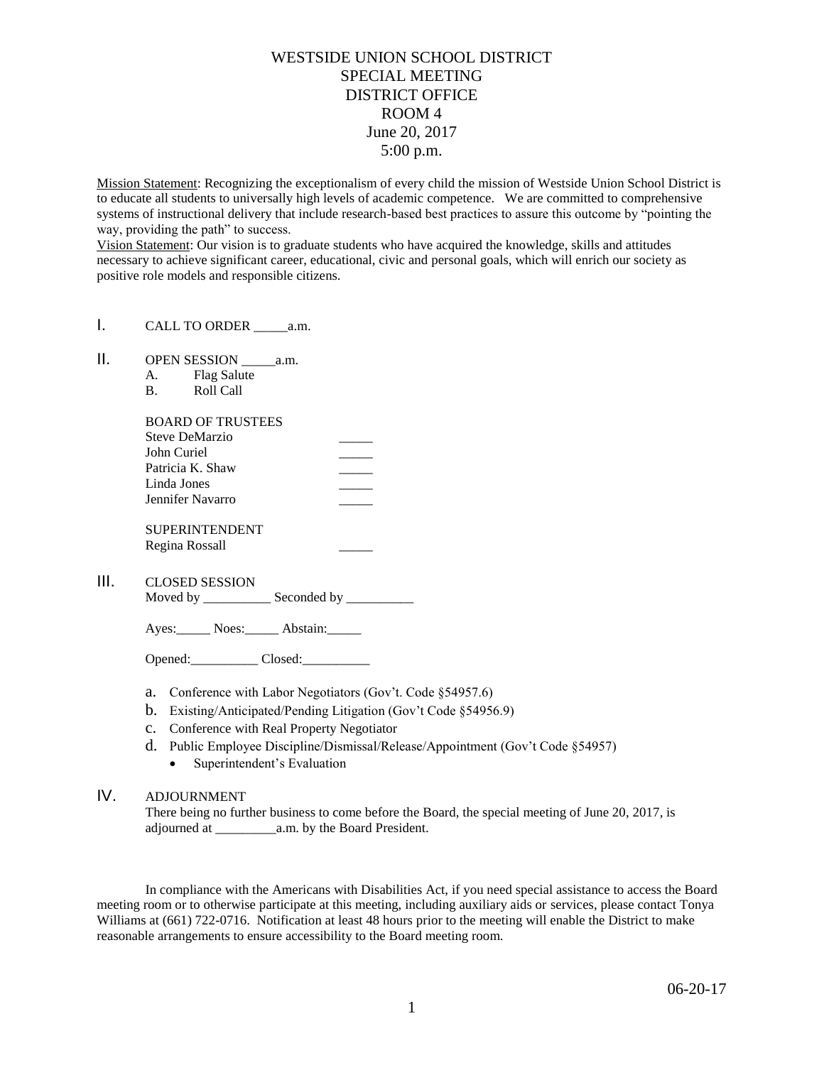# WESTSIDE UNION SCHOOL DISTRICT
## SPECIAL MEETING
## DISTRICT OFFICE
## ROOM 4
## June 20, 2017
## 5:00 p.m.

Mission Statement: Recognizing the exceptionalism of every child the mission of Westside Union School District is to educate all students to universally high levels of academic competence. We are committed to comprehensive systems of instructional delivery that include research-based best practices to assure this outcome by "pointing the way, providing the path" to success.

Vision Statement: Our vision is to graduate students who have acquired the knowledge, skills and attitudes necessary to achieve significant career, educational, civic and personal goals, which will enrich our society as positive role models and responsible citizens.

I. CALL TO ORDER _____a.m.

II. OPEN SESSION _____a.m.

A. Flag Salute

B. Roll Call

BOARD OF TRUSTEES

Steve DeMarzio _____

John Curiel _____

Patricia K. Shaw _____

Linda Jones _____

Jennifer Navarro _____

SUPERINTENDENT

Regina Rossall _____

III. CLOSED SESSION

Moved by __________ Seconded by __________

Ayes:_____ Noes:_____ Abstain:_____

Opened:__________ Closed:__________

a. Conference with Labor Negotiators (Gov't. Code §54957.6)

b. Existing/Anticipated/Pending Litigation (Gov't Code §54956.9)

c. Conference with Real Property Negotiator

d. Public Employee Discipline/Dismissal/Release/Appointment (Gov't Code §54957)
   - Superintendent's Evaluation

IV. ADJOURNMENT

There being no further business to come before the Board, the special meeting of June 20, 2017, is adjourned at _________a.m. by the Board President.

In compliance with the Americans with Disabilities Act, if you need special assistance to access the Board meeting room or to otherwise participate at this meeting, including auxiliary aids or services, please contact Tonya Williams at (661) 722-0716. Notification at least 48 hours prior to the meeting will enable the District to make reasonable arrangements to ensure accessibility to the Board meeting room.

06-20-17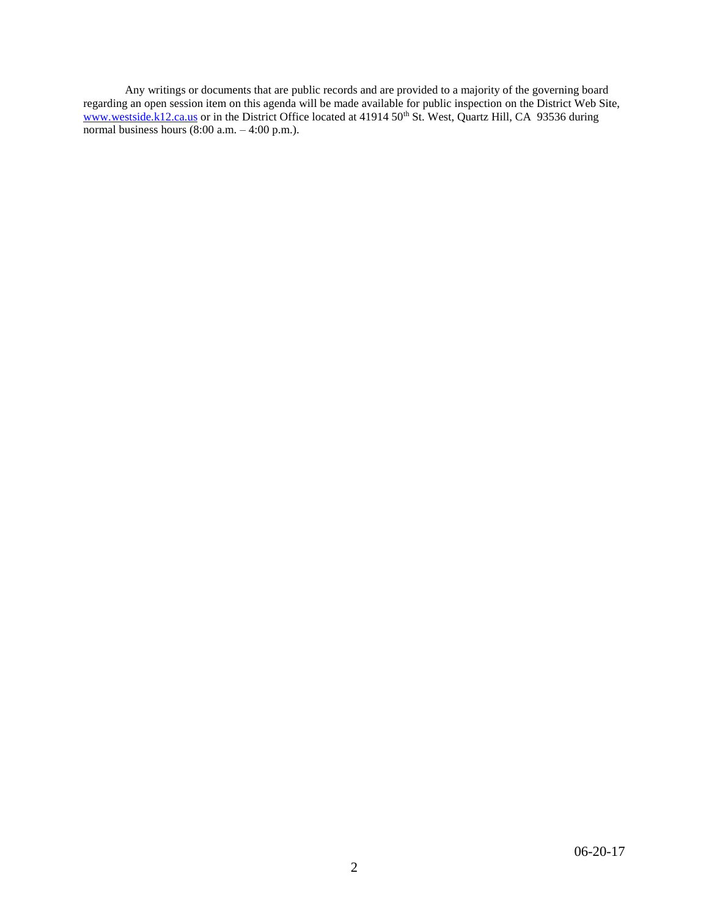Any writings or documents that are public records and are provided to a majority of the governing board regarding an open session item on this agenda will be made available for public inspection on the District Web Site, www.westside.k12.ca.us or in the District Office located at 41914 50th St. West, Quartz Hill, CA 93536 during normal business hours (8:00 a.m. – 4:00 p.m.).

06-20-17